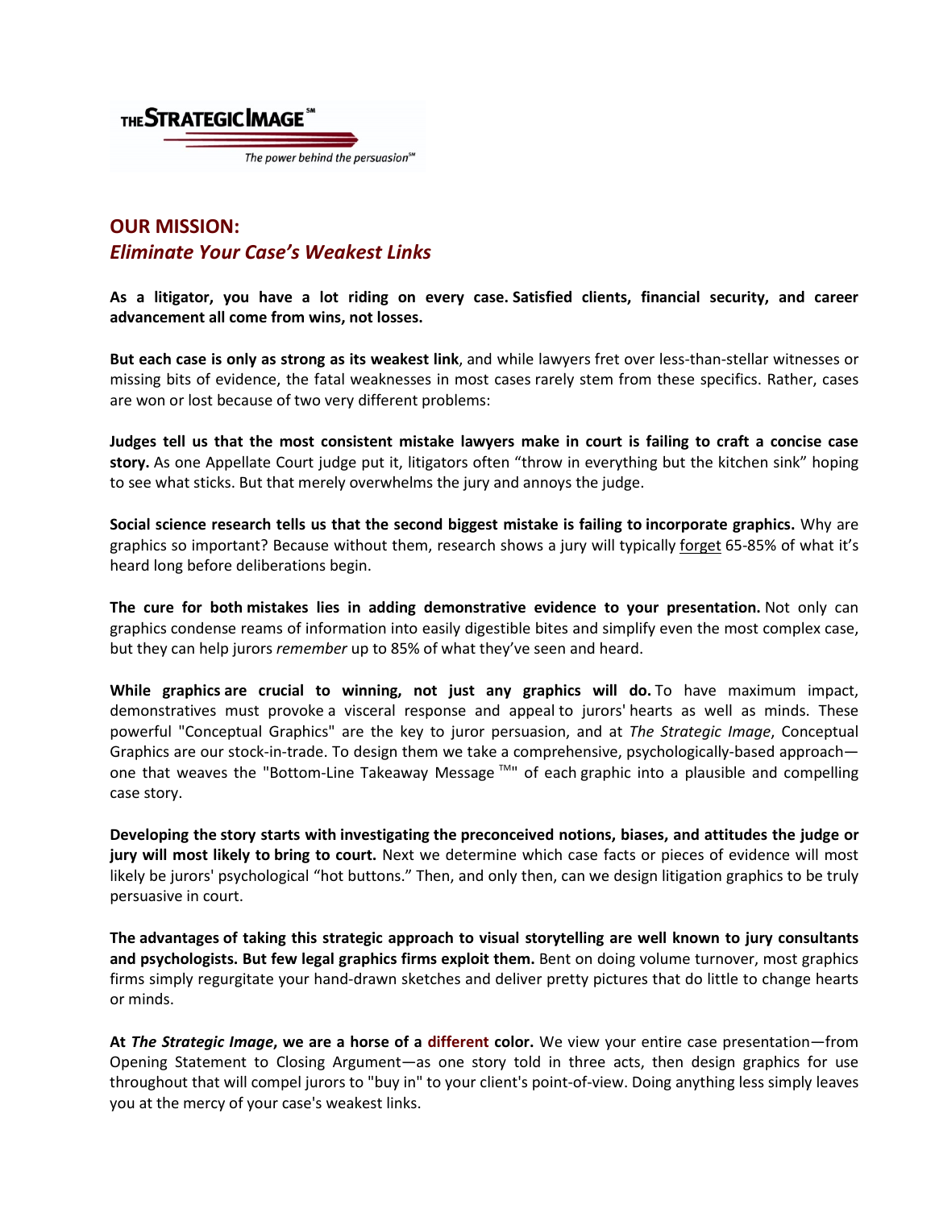THE STRATEGIC IMAGE℠

*The power behind the persuasion*℠

## OUR MISSION:
## *Eliminate Your Case's Weakest Links*

**As a litigator, you have a lot riding on every case. Satisfied clients, financial security, and career advancement all come from wins, not losses.**

**But each case is only as strong as its weakest link**, and while lawyers fret over less-than-stellar witnesses or missing bits of evidence, the fatal weaknesses in most cases rarely stem from these specifics. Rather, cases are won or lost because of two very different problems:

**Judges tell us that the most consistent mistake lawyers make in court is failing to craft a concise case story.** As one Appellate Court judge put it, litigators often "throw in everything but the kitchen sink" hoping to see what sticks. But that merely overwhelms the jury and annoys the judge.

**Social science research tells us that the second biggest mistake is failing to incorporate graphics.** Why are graphics so important? Because without them, research shows a jury will typically forget 65-85% of what it's heard long before deliberations begin.

**The cure for both mistakes lies in adding demonstrative evidence to your presentation.** Not only can graphics condense reams of information into easily digestible bites and simplify even the most complex case, but they can help jurors *remember* up to 85% of what they've seen and heard.

**While graphics are crucial to winning, not just any graphics will do.** To have maximum impact, demonstratives must provoke a visceral response and appeal to jurors' hearts as well as minds. These powerful "Conceptual Graphics" are the key to juror persuasion, and at *The Strategic Image*, Conceptual Graphics are our stock-in-trade. To design them we take a comprehensive, psychologically-based approach—one that weaves the "Bottom-Line Takeaway Message ™" of each graphic into a plausible and compelling case story.

**Developing the story starts with investigating the preconceived notions, biases, and attitudes the judge or jury will most likely to bring to court.** Next we determine which case facts or pieces of evidence will most likely be jurors' psychological "hot buttons." Then, and only then, can we design litigation graphics to be truly persuasive in court.

**The advantages of taking this strategic approach to visual storytelling are well known to jury consultants and psychologists. But few legal graphics firms exploit them.** Bent on doing volume turnover, most graphics firms simply regurgitate your hand-drawn sketches and deliver pretty pictures that do little to change hearts or minds.

**At *The Strategic Image*, we are a horse of a different color.** We view your entire case presentation—from Opening Statement to Closing Argument—as one story told in three acts, then design graphics for use throughout that will compel jurors to "buy in" to your client's point-of-view. Doing anything less simply leaves you at the mercy of your case's weakest links.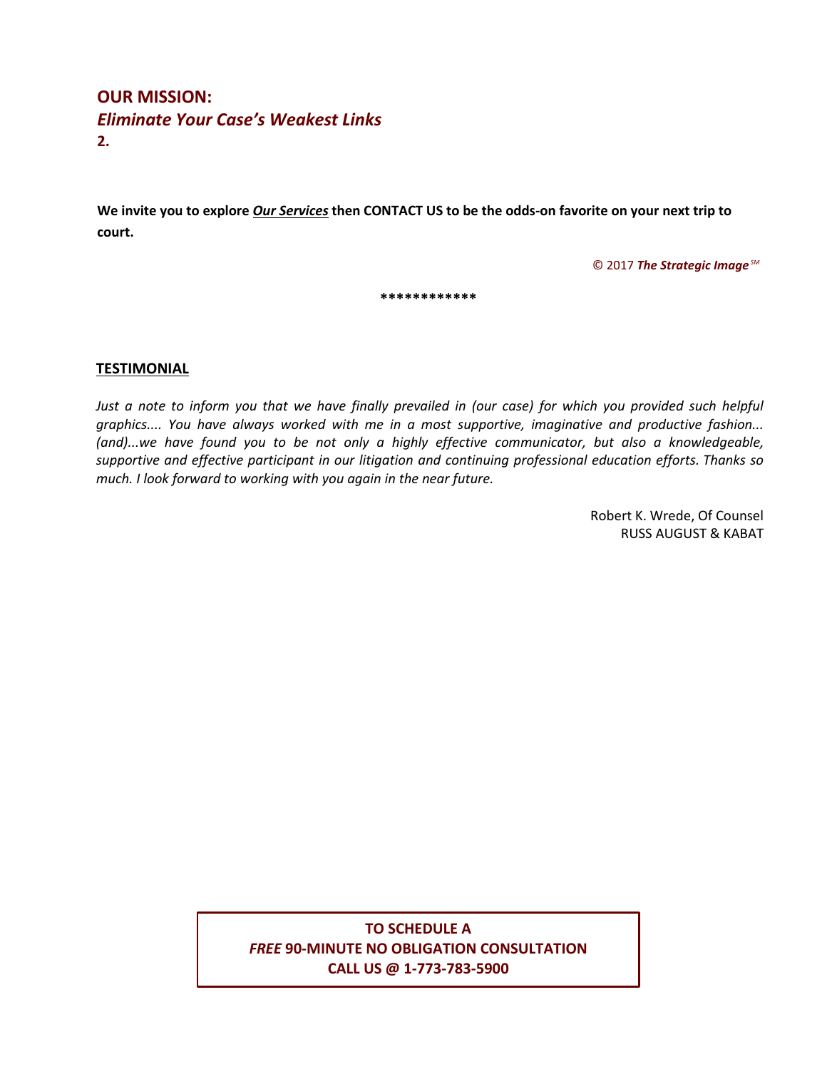## OUR MISSION:
## *Eliminate Your Case's Weakest Links*
## 2.

**We invite you to explore _**Our Services**_ then CONTACT US to be the odds-on favorite on your next trip to court.**

© 2017 ***The Strategic Image*** SM

************

**TESTIMONIAL**

*Just a note to inform you that we have finally prevailed in (our case) for which you provided such helpful graphics.... You have always worked with me in a most supportive, imaginative and productive fashion... (and)...we have found you to be not only a highly effective communicator, but also a knowledgeable, supportive and effective participant in our litigation and continuing professional education efforts. Thanks so much. I look forward to working with you again in the near future.*

Robert K. Wrede, Of Counsel
RUSS AUGUST & KABAT

**TO SCHEDULE A**
***FREE* 90-MINUTE NO OBLIGATION CONSULTATION**
**CALL US @ 1-773-783-5900**